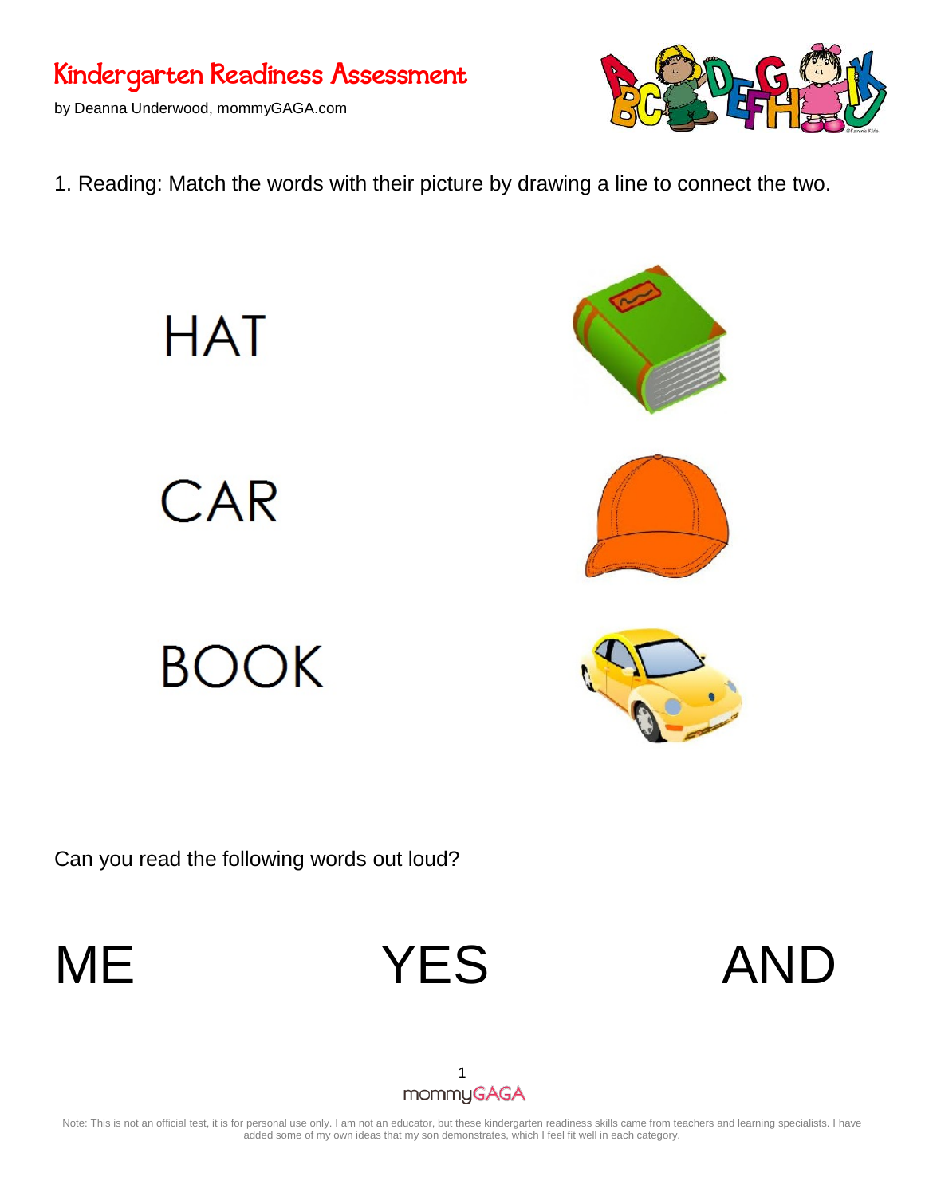# Kindergarten Readiness Assessment

by Deanna Underwood, mommyGAGA.com

1. Reading: Match the words with their picture by drawing a line to connect the two.

HAT

CAR

BOOK

Can you read the following words out loud?

ME YES AND

Note: This is not an official test, it is for personal use only. I am not an educator, but these kindergarten readiness skills came from teachers and learning specialists. I have added some of my own ideas that my son demonstrates, which I feel fit well in each category.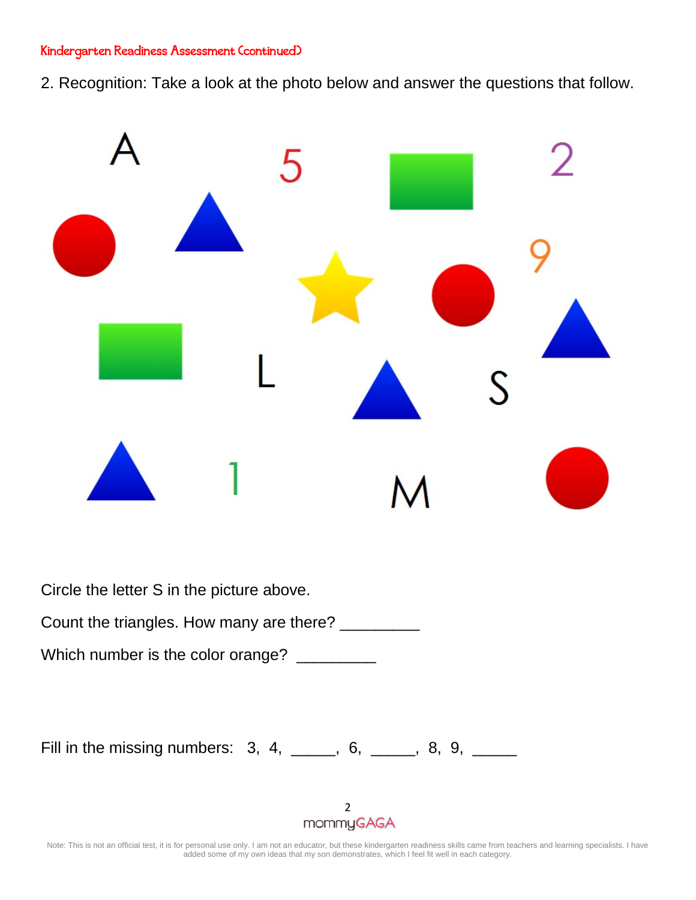2. Recognition: Take a look at the photo below and answer the questions that follow.

A 5 2

9

L S

1 M

Circle the letter S in the picture above.

Count the triangles. How many are there? _________

Which number is the color orange? _________

Fill in the missing numbers: 3, 4, _____, 6, _____, 8, 9, _____

Note: This is not an official test, it is for personal use only. I am not an educator, but these kindergarten readiness skills came from teachers and learning specialists. I have added some of my own ideas that my son demonstrates, which I feel fit well in each category.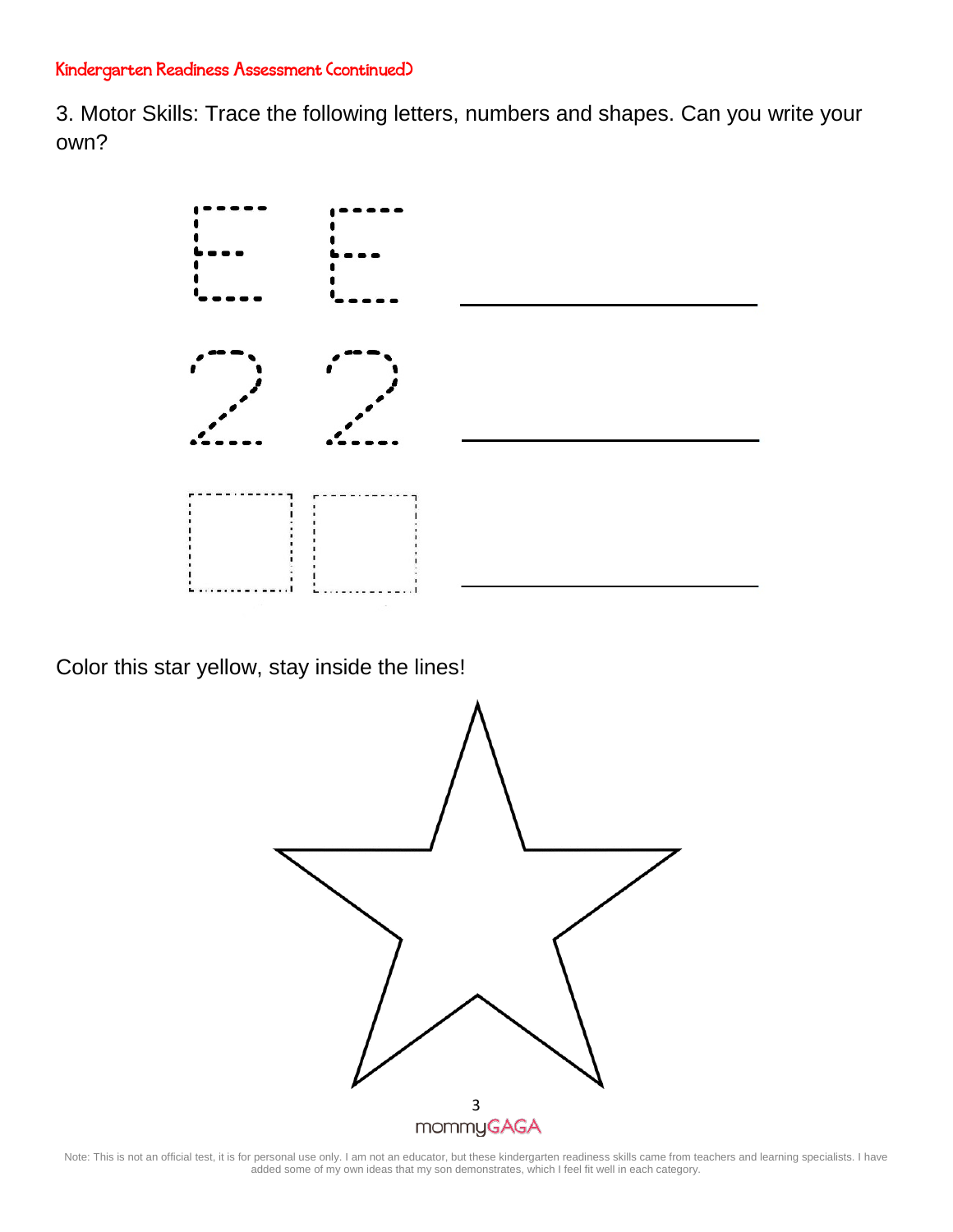Kindergarten Readiness Assessment (continued)

3. Motor Skills: Trace the following letters, numbers and shapes. Can you write your own?

E E ____________________

2 2 ____________________

□ □ ____________________

Color this star yellow, stay inside the lines!

mommyGAGA

Note: This is not an official test, it is for personal use only. I am not an educator, but these kindergarten readiness skills came from teachers and learning specialists. I have added some of my own ideas that my son demonstrates, which I feel fit well in each category.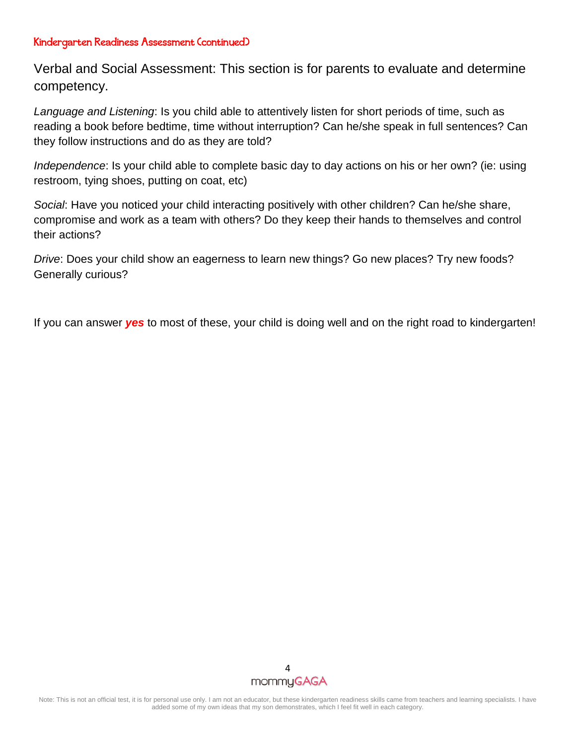Kindergarten Readiness Assessment (continued)

Verbal and Social Assessment: This section is for parents to evaluate and determine competency.

*Language and Listening*: Is you child able to attentively listen for short periods of time, such as reading a book before bedtime, time without interruption? Can he/she speak in full sentences? Can they follow instructions and do as they are told?

*Independence*: Is your child able to complete basic day to day actions on his or her own? (ie: using restroom, tying shoes, putting on coat, etc)

*Social*: Have you noticed your child interacting positively with other children? Can he/she share, compromise and work as a team with others? Do they keep their hands to themselves and control their actions?

*Drive*: Does your child show an eagerness to learn new things? Go new places? Try new foods? Generally curious?

If you can answer ***yes*** to most of these, your child is doing well and on the right road to kindergarten!

Note: This is not an official test, it is for personal use only. I am not an educator, but these kindergarten readiness skills came from teachers and learning specialists. I have added some of my own ideas that my son demonstrates, which I feel fit well in each category.